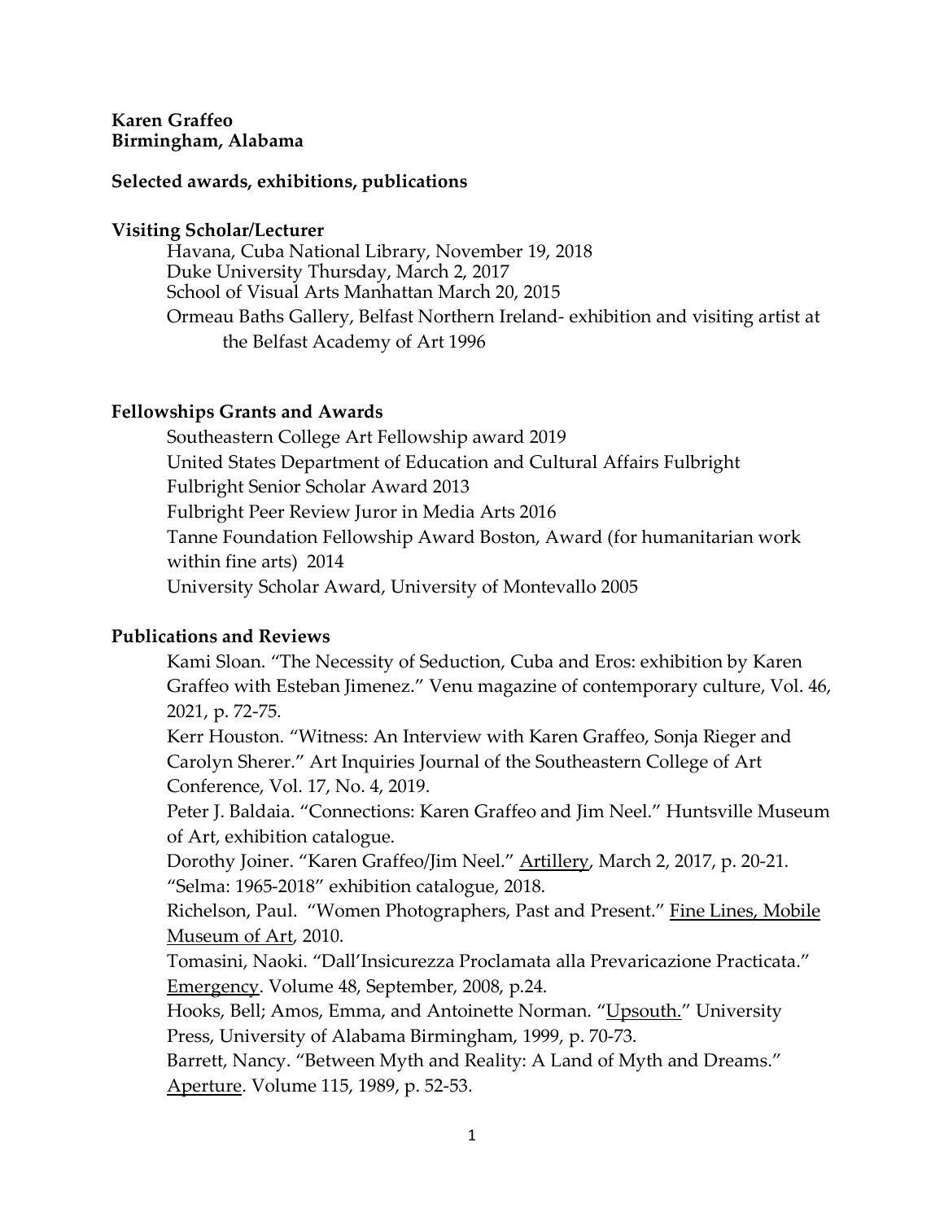**Karen Graffeo**
**Birmingham, Alabama**

**Selected awards, exhibitions, publications**

**Visiting Scholar/Lecturer**

Havana, Cuba National Library, November 19, 2018
Duke University Thursday, March 2, 2017
School of Visual Arts Manhattan March 20, 2015
Ormeau Baths Gallery, Belfast Northern Ireland- exhibition and visiting artist at the Belfast Academy of Art 1996

**Fellowships Grants and Awards**

Southeastern College Art Fellowship award 2019
United States Department of Education and Cultural Affairs Fulbright
Fulbright Senior Scholar Award 2013
Fulbright Peer Review Juror in Media Arts 2016
Tanne Foundation Fellowship Award Boston, Award (for humanitarian work within fine arts) 2014
University Scholar Award, University of Montevallo 2005

**Publications and Reviews**

Kami Sloan. "The Necessity of Seduction, Cuba and Eros: exhibition by Karen Graffeo with Esteban Jimenez." Venu magazine of contemporary culture, Vol. 46, 2021, p. 72-75.
Kerr Houston. "Witness: An Interview with Karen Graffeo, Sonja Rieger and Carolyn Sherer." Art Inquiries Journal of the Southeastern College of Art Conference, Vol. 17, No. 4, 2019.
Peter J. Baldaia. "Connections: Karen Graffeo and Jim Neel." Huntsville Museum of Art, exhibition catalogue.
Dorothy Joiner. "Karen Graffeo/Jim Neel." Artillery, March 2, 2017, p. 20-21.
"Selma: 1965-2018" exhibition catalogue, 2018.
Richelson, Paul. "Women Photographers, Past and Present." Fine Lines, Mobile Museum of Art, 2010.
Tomasini, Naoki. "Dall'Insicurezza Proclamata alla Prevaricazione Practicata." Emergency. Volume 48, September, 2008, p.24.
Hooks, Bell; Amos, Emma, and Antoinette Norman. "Upsouth." University Press, University of Alabama Birmingham, 1999, p. 70-73.
Barrett, Nancy. "Between Myth and Reality: A Land of Myth and Dreams." Aperture. Volume 115, 1989, p. 52-53.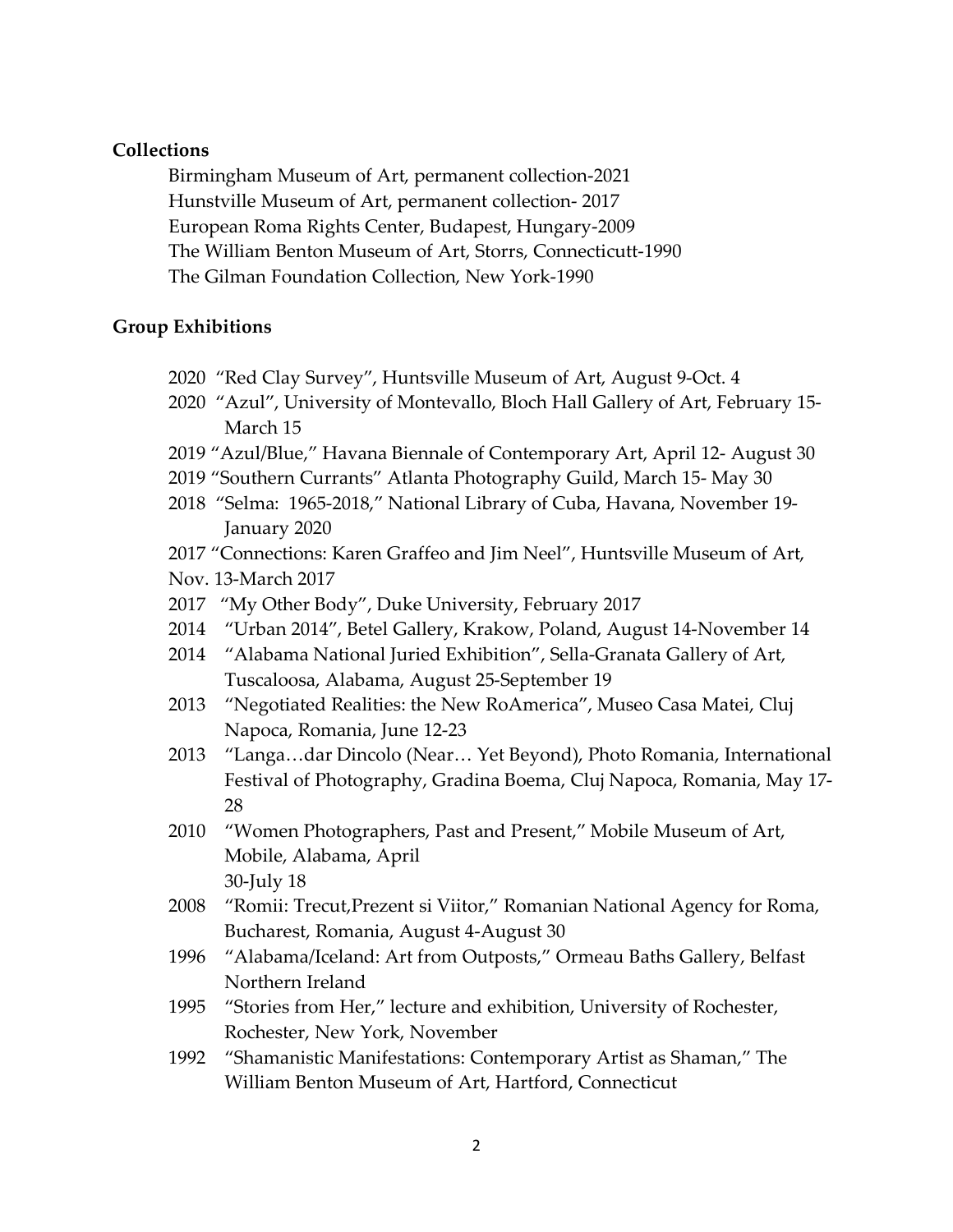## Collections

Birmingham Museum of Art, permanent collection-2021
Hunstville Museum of Art, permanent collection- 2017
European Roma Rights Center, Budapest, Hungary-2009
The William Benton Museum of Art, Storrs, Connecticutt-1990
The Gilman Foundation Collection, New York-1990

## Group Exhibitions

2020 "Red Clay Survey", Huntsville Museum of Art, August 9-Oct. 4
2020 "Azul", University of Montevallo, Bloch Hall Gallery of Art, February 15-March 15
2019 "Azul/Blue," Havana Biennale of Contemporary Art, April 12- August 30
2019 "Southern Currants" Atlanta Photography Guild, March 15- May 30
2018 "Selma: 1965-2018," National Library of Cuba, Havana, November 19-January 2020
2017 "Connections: Karen Graffeo and Jim Neel", Huntsville Museum of Art, Nov. 13-March 2017
2017 "My Other Body", Duke University, February 2017
2014 "Urban 2014", Betel Gallery, Krakow, Poland, August 14-November 14
2014 "Alabama National Juried Exhibition", Sella-Granata Gallery of Art, Tuscaloosa, Alabama, August 25-September 19
2013 "Negotiated Realities: the New RoAmerica", Museo Casa Matei, Cluj Napoca, Romania, June 12-23
2013 "Langa…dar Dincolo (Near… Yet Beyond), Photo Romania, International Festival of Photography, Gradina Boema, Cluj Napoca, Romania, May 17-28
2010 "Women Photographers, Past and Present," Mobile Museum of Art, Mobile, Alabama, April 30-July 18
2008 "Romii: Trecut,Prezent si Viitor," Romanian National Agency for Roma, Bucharest, Romania, August 4-August 30
1996 "Alabama/Iceland: Art from Outposts," Ormeau Baths Gallery, Belfast Northern Ireland
1995 "Stories from Her," lecture and exhibition, University of Rochester, Rochester, New York, November
1992 "Shamanistic Manifestations: Contemporary Artist as Shaman," The William Benton Museum of Art, Hartford, Connecticut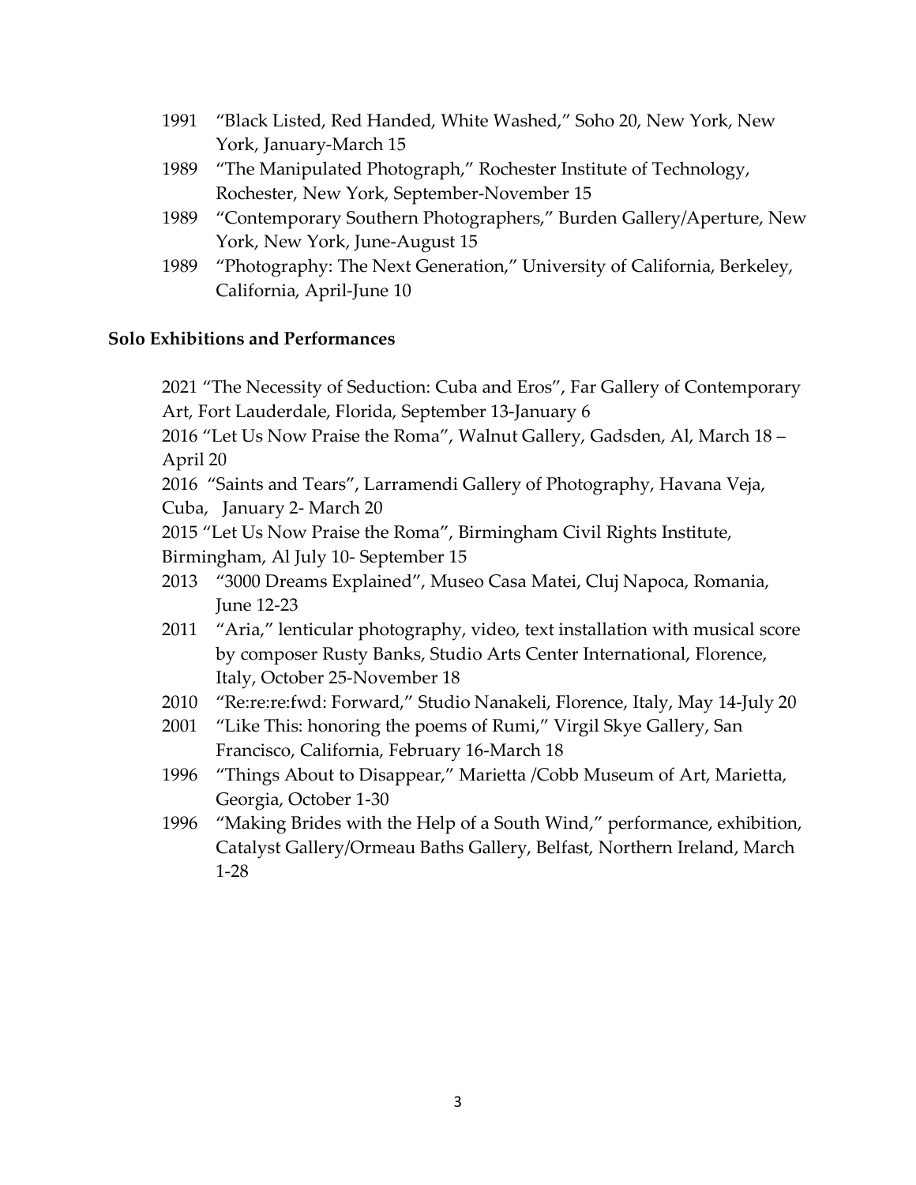- 1991 "Black Listed, Red Handed, White Washed," Soho 20, New York, New York, January-March 15
- 1989 "The Manipulated Photograph," Rochester Institute of Technology, Rochester, New York, September-November 15
- 1989 "Contemporary Southern Photographers," Burden Gallery/Aperture, New York, New York, June-August 15
- 1989 "Photography: The Next Generation," University of California, Berkeley, California, April-June 10

**Solo Exhibitions and Performances**

- 2021 "The Necessity of Seduction: Cuba and Eros", Far Gallery of Contemporary Art, Fort Lauderdale, Florida, September 13-January 6
- 2016 "Let Us Now Praise the Roma", Walnut Gallery, Gadsden, Al, March 18 – April 20
- 2016 "Saints and Tears", Larramendi Gallery of Photography, Havana Veja, Cuba, January 2- March 20
- 2015 "Let Us Now Praise the Roma", Birmingham Civil Rights Institute, Birmingham, Al July 10- September 15
- 2013 "3000 Dreams Explained", Museo Casa Matei, Cluj Napoca, Romania, June 12-23
- 2011 "Aria," lenticular photography, video, text installation with musical score by composer Rusty Banks, Studio Arts Center International, Florence, Italy, October 25-November 18
- 2010 "Re:re:re:fwd: Forward," Studio Nanakeli, Florence, Italy, May 14-July 20
- 2001 "Like This: honoring the poems of Rumi," Virgil Skye Gallery, San Francisco, California, February 16-March 18
- 1996 "Things About to Disappear," Marietta /Cobb Museum of Art, Marietta, Georgia, October 1-30
- 1996 "Making Brides with the Help of a South Wind," performance, exhibition, Catalyst Gallery/Ormeau Baths Gallery, Belfast, Northern Ireland, March 1-28